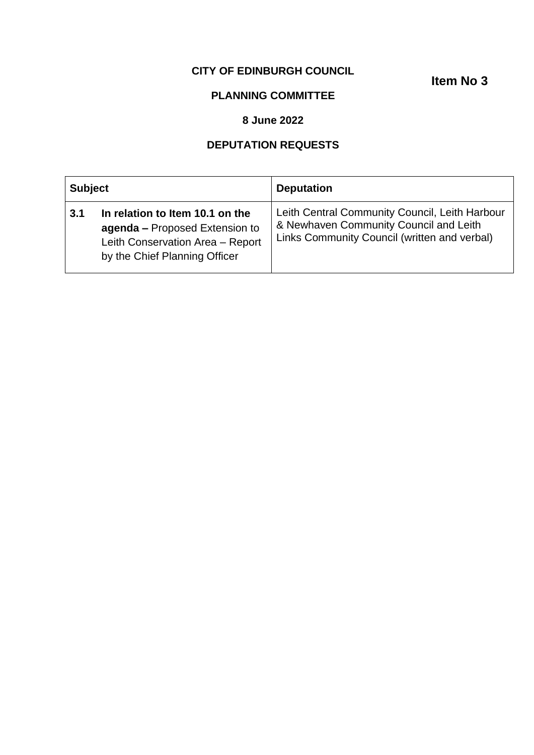**CITY OF EDINBURGH COUNCIL**

**Item No 3**

**PLANNING COMMITTEE**

**8 June 2022**

**DEPUTATION REQUESTS**

| **Subject** | **Deputation** |
| --- | --- |
| **3.1** **In relation to Item 10.1 on the agenda –** Proposed Extension to Leith Conservation Area – Report by the Chief Planning Officer | Leith Central Community Council, Leith Harbour & Newhaven Community Council and Leith Links Community Council (written and verbal) |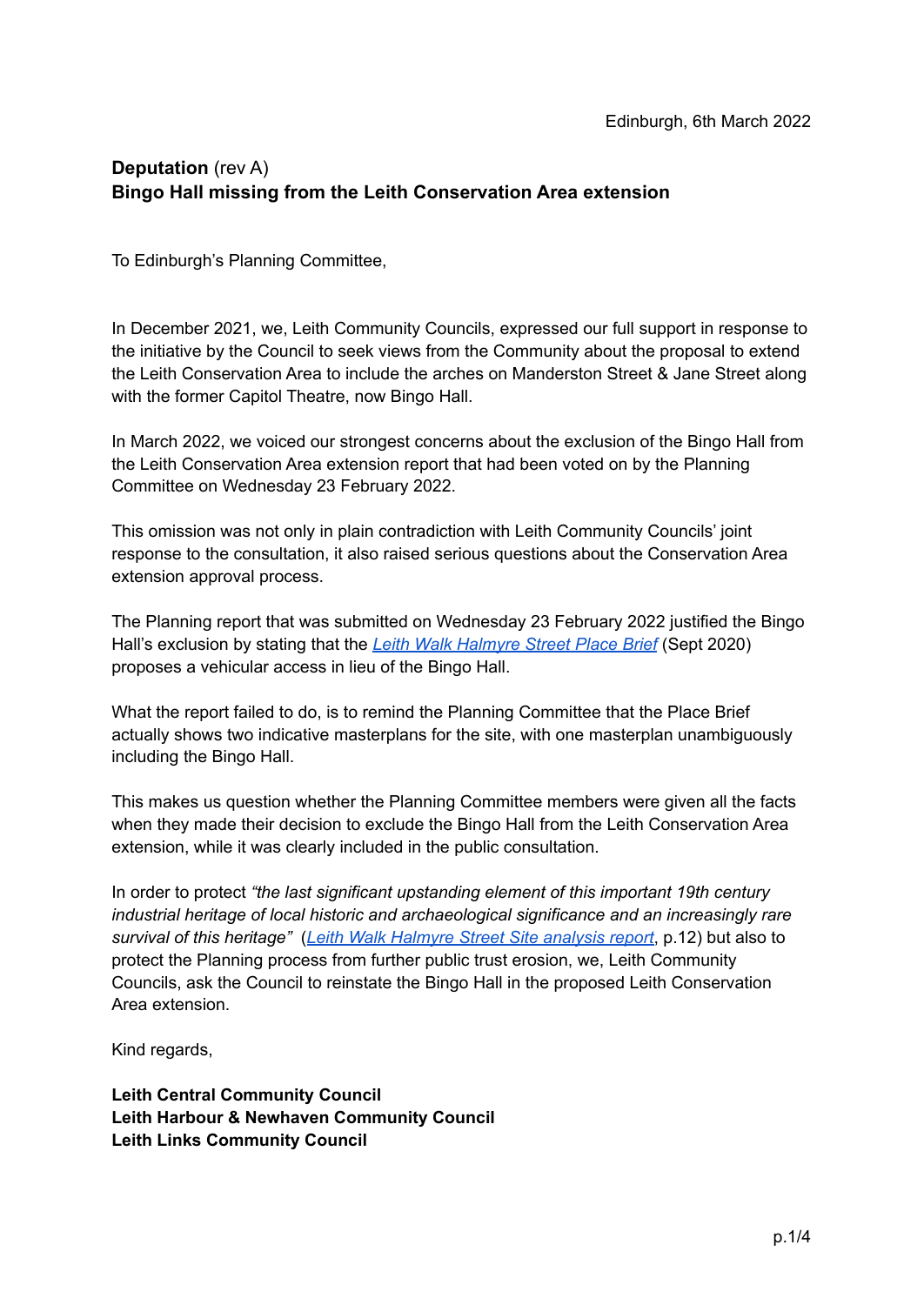Edinburgh, 6th March 2022

**Deputation** (rev A)
**Bingo Hall missing from the Leith Conservation Area extension**

To Edinburgh's Planning Committee,

In December 2021, we, Leith Community Councils, expressed our full support in response to the initiative by the Council to seek views from the Community about the proposal to extend the Leith Conservation Area to include the arches on Manderston Street & Jane Street along with the former Capitol Theatre, now Bingo Hall.

In March 2022, we voiced our strongest concerns about the exclusion of the Bingo Hall from the Leith Conservation Area extension report that had been voted on by the Planning Committee on Wednesday 23 February 2022.

This omission was not only in plain contradiction with Leith Community Councils' joint response to the consultation, it also raised serious questions about the Conservation Area extension approval process.

The Planning report that was submitted on Wednesday 23 February 2022 justified the Bingo Hall's exclusion by stating that the *Leith Walk Halmyre Street Place Brief* (Sept 2020) proposes a vehicular access in lieu of the Bingo Hall.

What the report failed to do, is to remind the Planning Committee that the Place Brief actually shows two indicative masterplans for the site, with one masterplan unambiguously including the Bingo Hall.

This makes us question whether the Planning Committee members were given all the facts when they made their decision to exclude the Bingo Hall from the Leith Conservation Area extension, while it was clearly included in the public consultation.

In order to protect *"the last significant upstanding element of this important 19th century industrial heritage of local historic and archaeological significance and an increasingly rare survival of this heritage"* (*Leith Walk Halmyre Street Site analysis report*, p.12) but also to protect the Planning process from further public trust erosion, we, Leith Community Councils, ask the Council to reinstate the Bingo Hall in the proposed Leith Conservation Area extension.

Kind regards,

**Leith Central Community Council**
**Leith Harbour & Newhaven Community Council**
**Leith Links Community Council**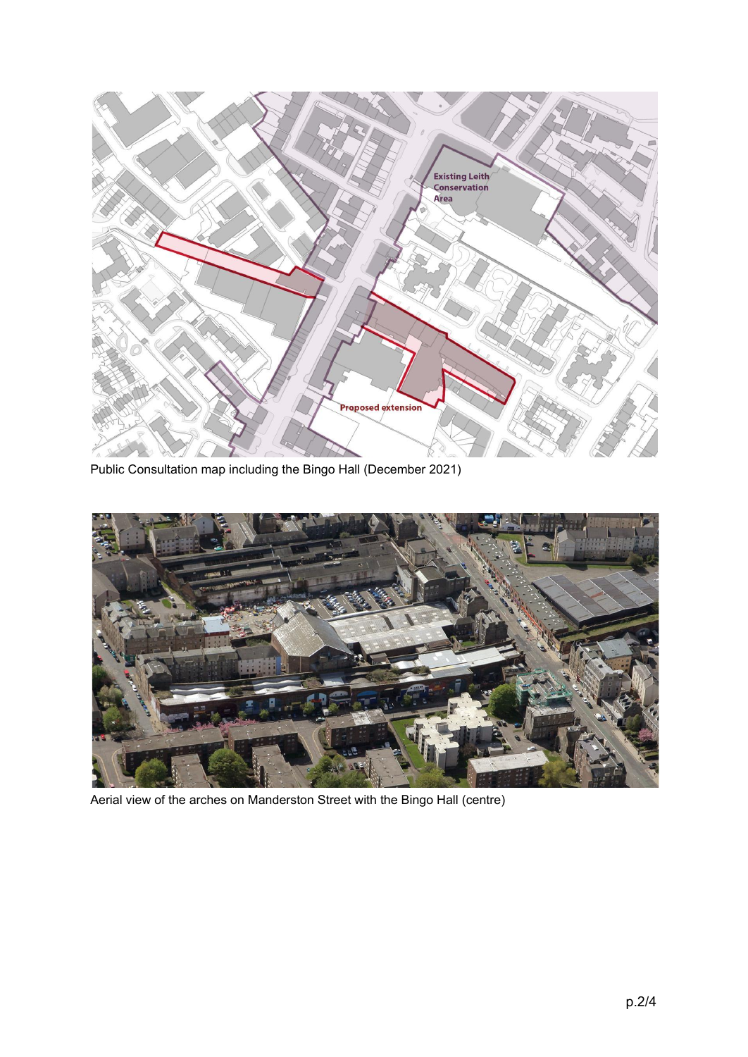Public Consultation map including the Bingo Hall (December 2021)

Aerial view of the arches on Manderston Street with the Bingo Hall (centre)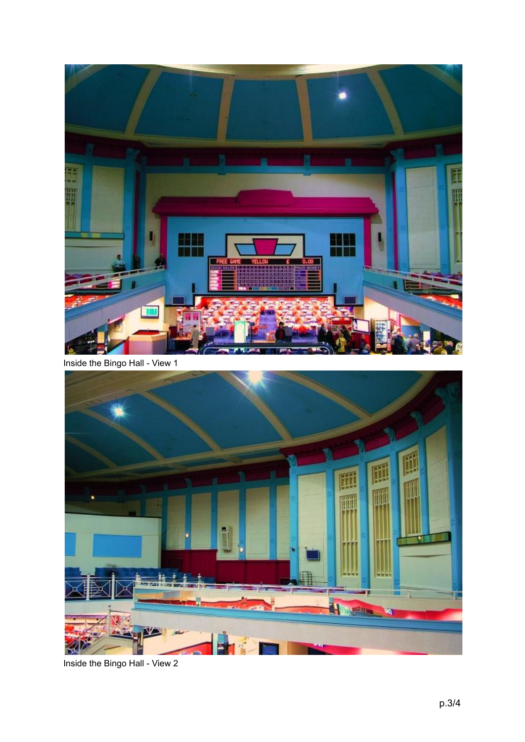Inside the Bingo Hall - View 1

Inside the Bingo Hall - View 2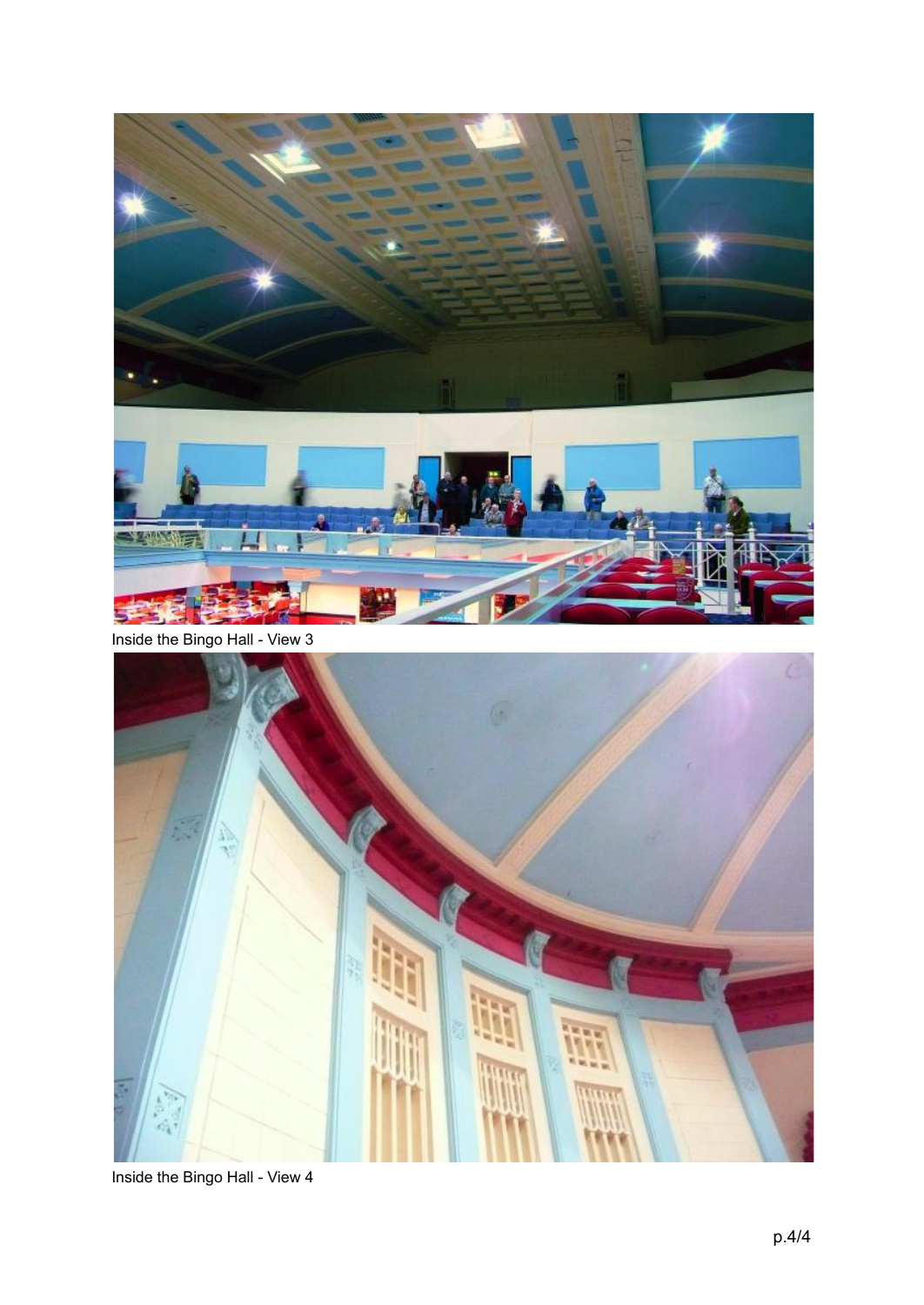Inside the Bingo Hall - View 3

Inside the Bingo Hall - View 4